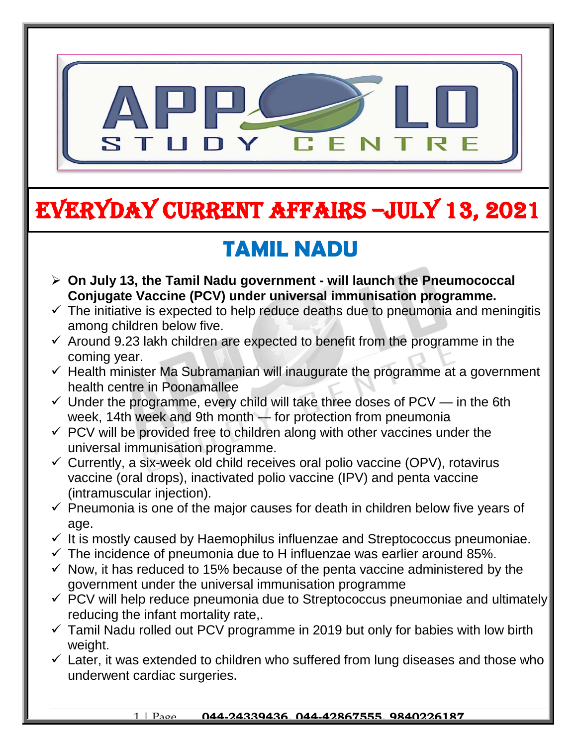# EVERYDAY CURRENT AFFAIRS –JULY 13, 2021

## TAMIL NADU

- **On July 13, the Tamil Nadu government - will launch the Pneumococcal Conjugate Vaccine (PCV) under universal immunisation programme.**
  - The initiative is expected to help reduce deaths due to pneumonia and meningitis among children below five.
  - Around 9.23 lakh children are expected to benefit from the programme in the coming year.
  - Health minister Ma Subramanian will inaugurate the programme at a government health centre in Poonamallee
  - Under the programme, every child will take three doses of PCV — in the 6th week, 14th week and 9th month — for protection from pneumonia
  - PCV will be provided free to children along with other vaccines under the universal immunisation programme.
  - Currently, a six-week old child receives oral polio vaccine (OPV), rotavirus vaccine (oral drops), inactivated polio vaccine (IPV) and penta vaccine (intramuscular injection).
  - Pneumonia is one of the major causes for death in children below five years of age.
  - It is mostly caused by Haemophilus influenzae and Streptococcus pneumoniae.
  - The incidence of pneumonia due to H influenzae was earlier around 85%.
  - Now, it has reduced to 15% because of the penta vaccine administered by the government under the universal immunisation programme
  - PCV will help reduce pneumonia due to Streptococcus pneumoniae and ultimately reducing the infant mortality rate,.
  - Tamil Nadu rolled out PCV programme in 2019 but only for babies with low birth weight.
  - Later, it was extended to children who suffered from lung diseases and those who underwent cardiac surgeries.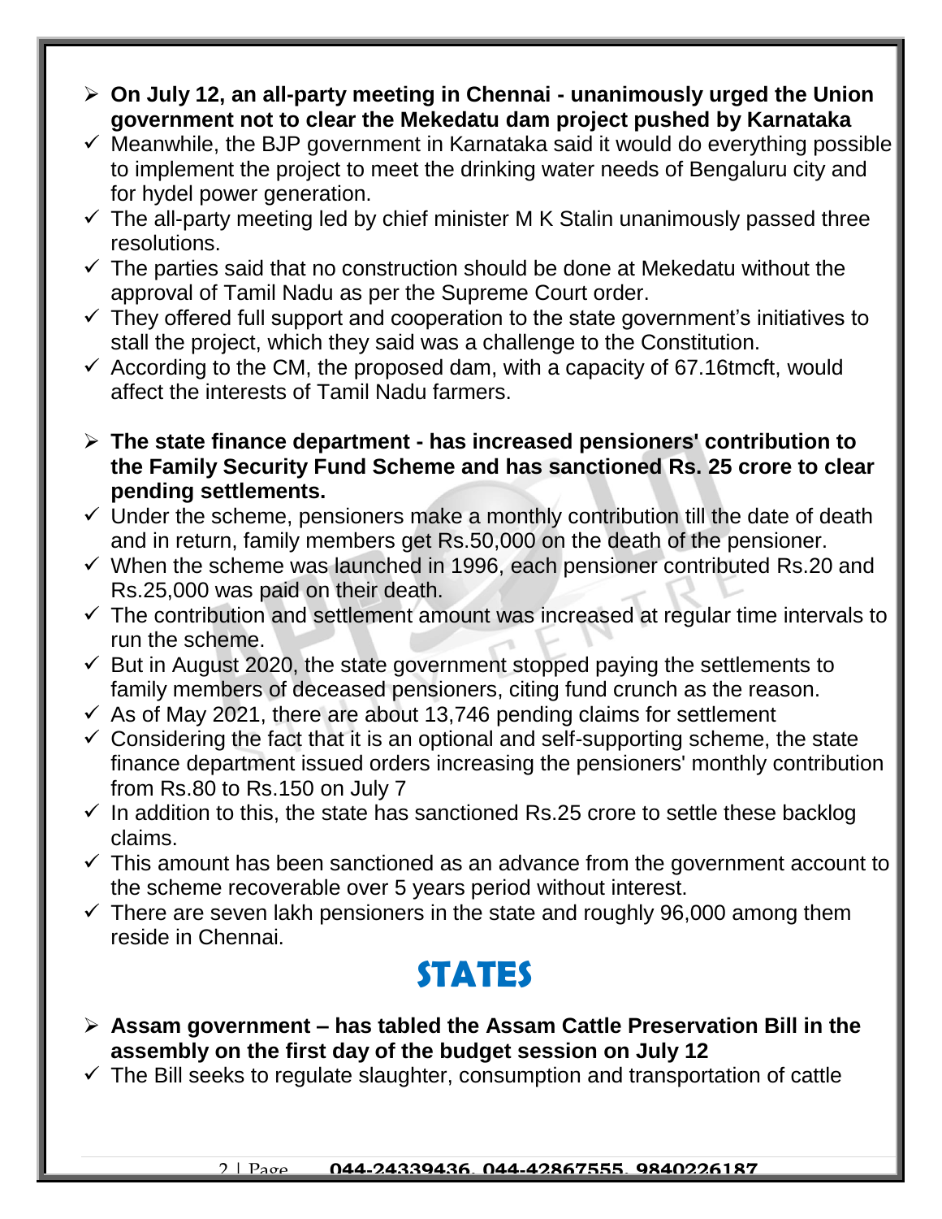- **On July 12, an all-party meeting in Chennai - unanimously urged the Union government not to clear the Mekedatu dam project pushed by Karnataka**
  - ✓ Meanwhile, the BJP government in Karnataka said it would do everything possible to implement the project to meet the drinking water needs of Bengaluru city and for hydel power generation.
  - ✓ The all-party meeting led by chief minister M K Stalin unanimously passed three resolutions.
  - ✓ The parties said that no construction should be done at Mekedatu without the approval of Tamil Nadu as per the Supreme Court order.
  - ✓ They offered full support and cooperation to the state government's initiatives to stall the project, which they said was a challenge to the Constitution.
  - ✓ According to the CM, the proposed dam, with a capacity of 67.16tmcft, would affect the interests of Tamil Nadu farmers.

- **The state finance department - has increased pensioners' contribution to the Family Security Fund Scheme and has sanctioned Rs. 25 crore to clear pending settlements.**
  - ✓ Under the scheme, pensioners make a monthly contribution till the date of death and in return, family members get Rs.50,000 on the death of the pensioner.
  - ✓ When the scheme was launched in 1996, each pensioner contributed Rs.20 and Rs.25,000 was paid on their death.
  - ✓ The contribution and settlement amount was increased at regular time intervals to run the scheme.
  - ✓ But in August 2020, the state government stopped paying the settlements to family members of deceased pensioners, citing fund crunch as the reason.
  - ✓ As of May 2021, there are about 13,746 pending claims for settlement
  - ✓ Considering the fact that it is an optional and self-supporting scheme, the state finance department issued orders increasing the pensioners' monthly contribution from Rs.80 to Rs.150 on July 7
  - ✓ In addition to this, the state has sanctioned Rs.25 crore to settle these backlog claims.
  - ✓ This amount has been sanctioned as an advance from the government account to the scheme recoverable over 5 years period without interest.
  - ✓ There are seven lakh pensioners in the state and roughly 96,000 among them reside in Chennai.

# STATES

- **Assam government – has tabled the Assam Cattle Preservation Bill in the assembly on the first day of the budget session on July 12**
  - ✓ The Bill seeks to regulate slaughter, consumption and transportation of cattle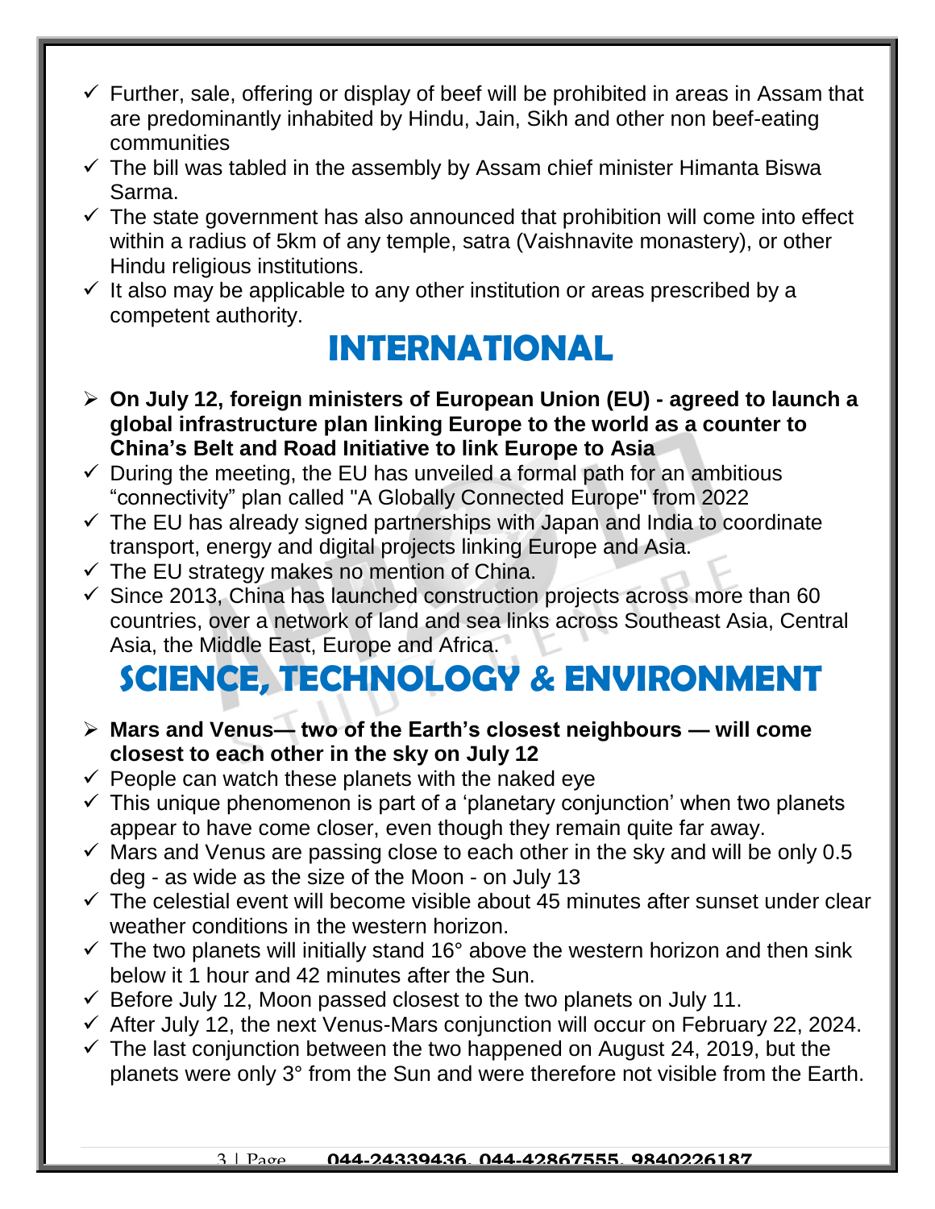- Further, sale, offering or display of beef will be prohibited in areas in Assam that are predominantly inhabited by Hindu, Jain, Sikh and other non beef-eating communities
- The bill was tabled in the assembly by Assam chief minister Himanta Biswa Sarma.
- The state government has also announced that prohibition will come into effect within a radius of 5km of any temple, satra (Vaishnavite monastery), or other Hindu religious institutions.
- It also may be applicable to any other institution or areas prescribed by a competent authority.

# INTERNATIONAL

- **On July 12, foreign ministers of European Union (EU) - agreed to launch a global infrastructure plan linking Europe to the world as a counter to China's Belt and Road Initiative to link Europe to Asia**
- During the meeting, the EU has unveiled a formal path for an ambitious "connectivity" plan called "A Globally Connected Europe" from 2022
- The EU has already signed partnerships with Japan and India to coordinate transport, energy and digital projects linking Europe and Asia.
- The EU strategy makes no mention of China.
- Since 2013, China has launched construction projects across more than 60 countries, over a network of land and sea links across Southeast Asia, Central Asia, the Middle East, Europe and Africa.

# SCIENCE, TECHNOLOGY & ENVIRONMENT

- **Mars and Venus— two of the Earth's closest neighbours — will come closest to each other in the sky on July 12**
- People can watch these planets with the naked eye
- This unique phenomenon is part of a 'planetary conjunction' when two planets appear to have come closer, even though they remain quite far away.
- Mars and Venus are passing close to each other in the sky and will be only 0.5 deg - as wide as the size of the Moon - on July 13
- The celestial event will become visible about 45 minutes after sunset under clear weather conditions in the western horizon.
- The two planets will initially stand 16° above the western horizon and then sink below it 1 hour and 42 minutes after the Sun.
- Before July 12, Moon passed closest to the two planets on July 11.
- After July 12, the next Venus-Mars conjunction will occur on February 22, 2024.
- The last conjunction between the two happened on August 24, 2019, but the planets were only 3° from the Sun and were therefore not visible from the Earth.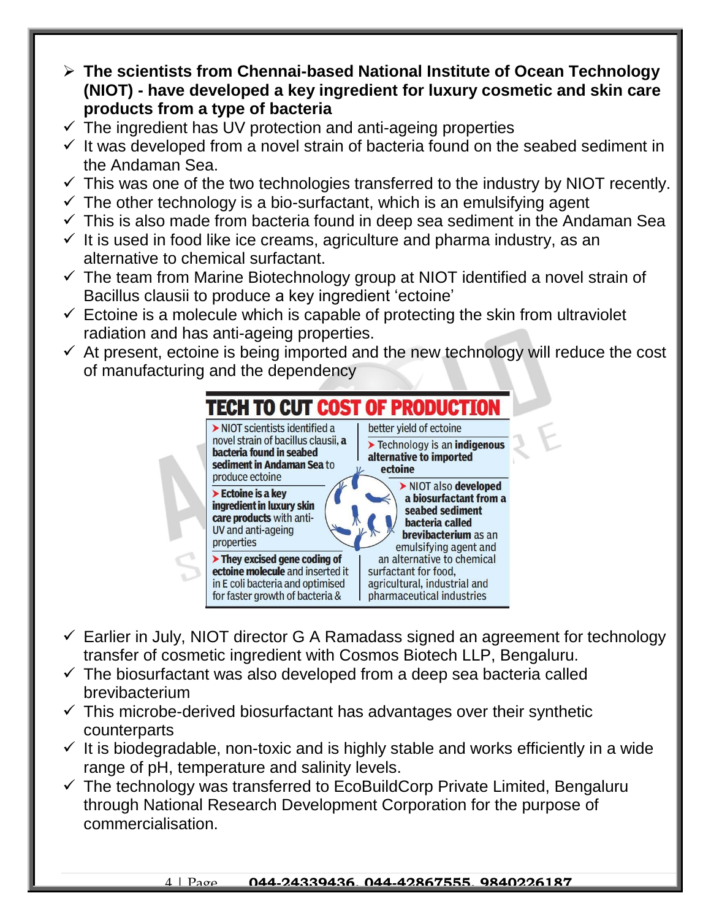- **The scientists from Chennai-based National Institute of Ocean Technology (NIOT) - have developed a key ingredient for luxury cosmetic and skin care products from a type of bacteria**
  - ✓ The ingredient has UV protection and anti-ageing properties
  - ✓ It was developed from a novel strain of bacteria found on the seabed sediment in the Andaman Sea.
  - ✓ This was one of the two technologies transferred to the industry by NIOT recently.
  - ✓ The other technology is a bio-surfactant, which is an emulsifying agent
  - ✓ This is also made from bacteria found in deep sea sediment in the Andaman Sea
  - ✓ It is used in food like ice creams, agriculture and pharma industry, as an alternative to chemical surfactant.
  - ✓ The team from Marine Biotechnology group at NIOT identified a novel strain of Bacillus clausii to produce a key ingredient 'ectoine'
  - ✓ Ectoine is a molecule which is capable of protecting the skin from ultraviolet radiation and has anti-ageing properties.
  - ✓ At present, ectoine is being imported and the new technology will reduce the cost of manufacturing and the dependency

**TECH TO CUT COST OF PRODUCTION**

- NIOT scientists identified a novel strain of bacillus clausii, **a bacteria found in seabed sediment in Andaman Sea** to produce ectoine
- **Ectoine is a key ingredient in luxury skin care products** with anti-UV and anti-ageing properties
- **They excised gene coding of ectoine molecule** and inserted it in E coli bacteria and optimised for faster growth of bacteria & better yield of ectoine
- Technology is an **indigenous alternative to imported ectoine**
- NIOT also **developed a biosurfactant from a seabed sediment bacteria called brevibacterium** as an emulsifying agent and an alternative to chemical surfactant for food, agricultural, industrial and pharmaceutical industries

  - ✓ Earlier in July, NIOT director G A Ramadass signed an agreement for technology transfer of cosmetic ingredient with Cosmos Biotech LLP, Bengaluru.
  - ✓ The biosurfactant was also developed from a deep sea bacteria called brevibacterium
  - ✓ This microbe-derived biosurfactant has advantages over their synthetic counterparts
  - ✓ It is biodegradable, non-toxic and is highly stable and works efficiently in a wide range of pH, temperature and salinity levels.
  - ✓ The technology was transferred to EcoBuildCorp Private Limited, Bengaluru through National Research Development Corporation for the purpose of commercialisation.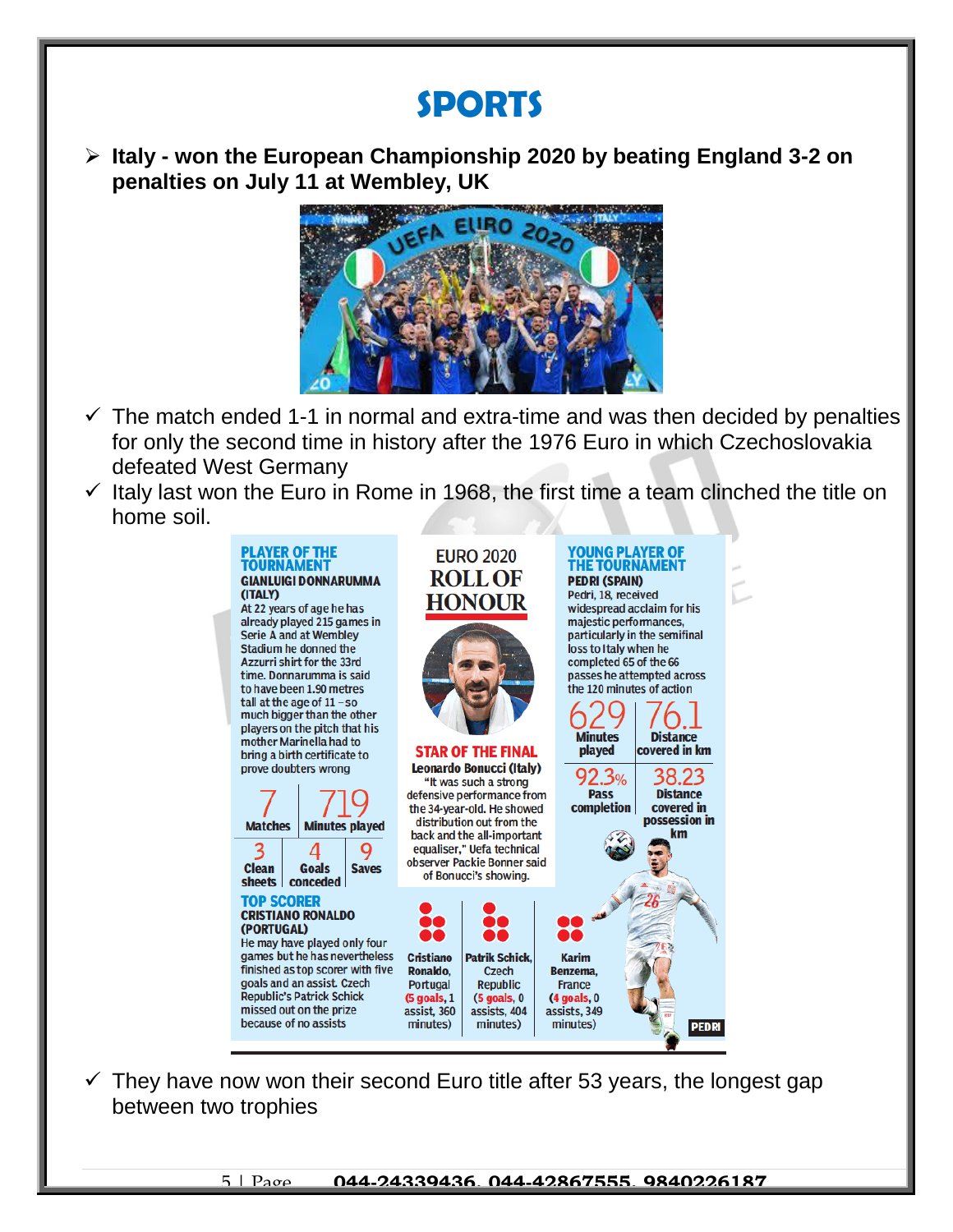# SPORTS

- **Italy - won the European Championship 2020 by beating England 3-2 on penalties on July 11 at Wembley, UK**

- ✓ The match ended 1-1 in normal and extra-time and was then decided by penalties for only the second time in history after the 1976 Euro in which Czechoslovakia defeated West Germany
- ✓ Italy last won the Euro in Rome in 1968, the first time a team clinched the title on home soil.

**EURO 2020 ROLL OF HONOUR**

**PLAYER OF THE TOURNAMENT**

**GIANLUIGI DONNARUMMA (ITALY)**

At 22 years of age he has already played 215 games in Serie A and at Wembley Stadium he donned the Azzurri shirt for the 33rd time. Donnarumma is said to have been 1.90 metres tall at the age of 11 – so much bigger than the other players on the pitch that his mother Marinella had to bring a birth certificate to prove doubters wrong

| 7 | 719 |
|---|---|
| Matches | Minutes played |

| 3 | 4 | 9 |
|---|---|---|
| Clean sheets | Goals conceded | Saves |

**STAR OF THE FINAL**

**Leonardo Bonucci (Italy)**

"It was such a strong defensive performance from the 34-year-old. He showed distribution out from the back and the all-important equaliser," Uefa technical observer Packie Bonner said of Bonucci's showing.

**YOUNG PLAYER OF THE TOURNAMENT**

**PEDRI (SPAIN)**

Pedri, 18, received widespread acclaim for his majestic performances, particularly in the semifinal loss to Italy when he completed 65 of the 66 passes he attempted across the 120 minutes of action

| 629 | 76.1 |
|---|---|
| Minutes played | Distance covered in km |
| 92.3% | 38.23 |
| Pass completion | Distance covered in possession in km |

**TOP SCORER**

**CRISTIANO RONALDO (PORTUGAL)**

He may have played only four games but he has nevertheless finished as top scorer with five goals and an assist. Czech Republic's Patrick Schick missed out on the prize because of no assists

| Cristiano Ronaldo, Portugal | Patrik Schick, Czech Republic | Karim Benzema, France |
|---|---|---|
| (5 goals, 1 assist, 360 minutes) | (5 goals, 0 assists, 404 minutes) | (4 goals, 0 assists, 349 minutes) |

- ✓ They have now won their second Euro title after 53 years, the longest gap between two trophies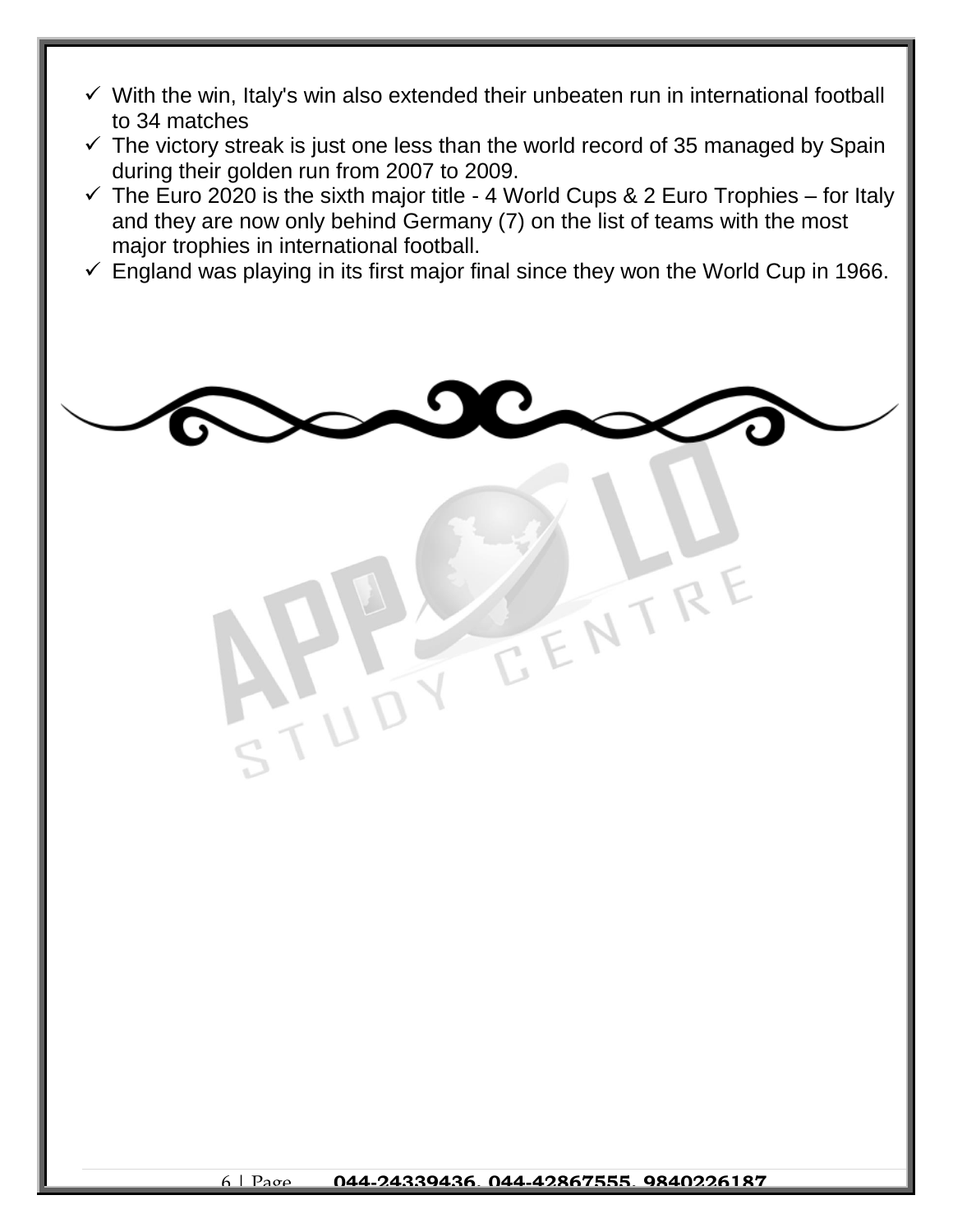- With the win, Italy's win also extended their unbeaten run in international football to 34 matches
- The victory streak is just one less than the world record of 35 managed by Spain during their golden run from 2007 to 2009.
- The Euro 2020 is the sixth major title - 4 World Cups & 2 Euro Trophies – for Italy and they are now only behind Germany (7) on the list of teams with the most major trophies in international football.
- England was playing in its first major final since they won the World Cup in 1966.